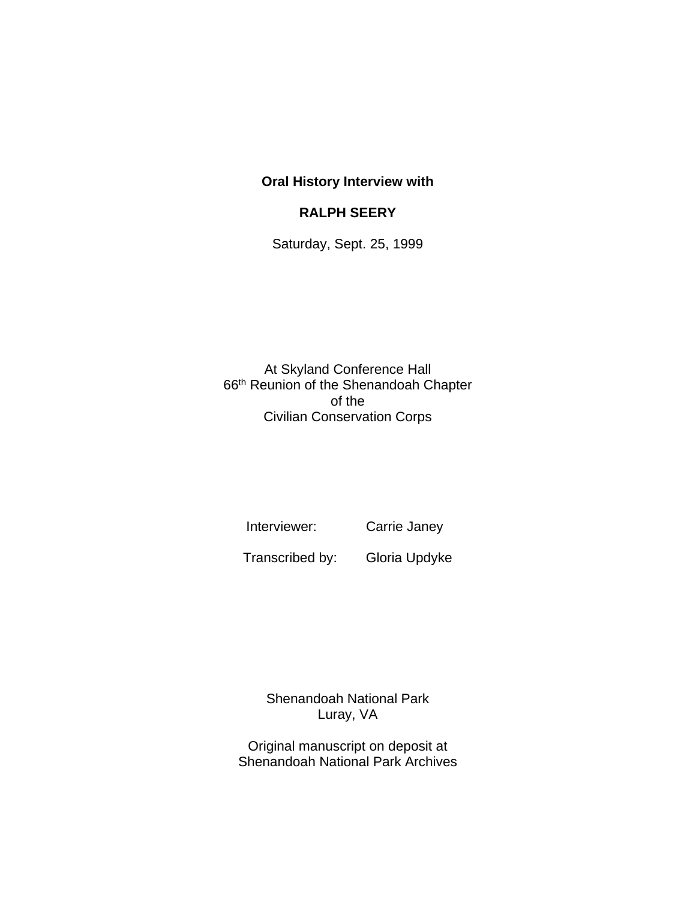**Oral History Interview with**

**RALPH SEERY**

Saturday, Sept. 25, 1999

At Skyland Conference Hall
66th Reunion of the Shenandoah Chapter
of the
Civilian Conservation Corps

Interviewer: Carrie Janey

Transcribed by: Gloria Updyke

Shenandoah National Park
Luray, VA

Original manuscript on deposit at
Shenandoah National Park Archives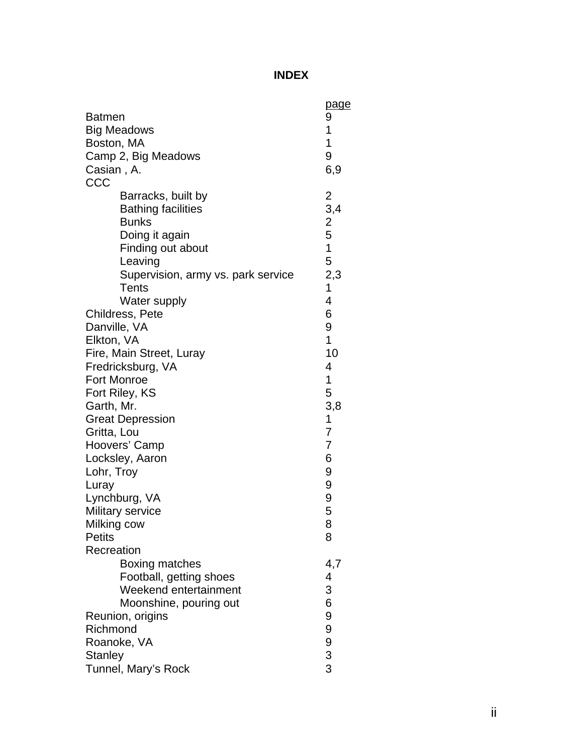# INDEX

| | page |
|---|---|
| Batmen | 9 |
| Big Meadows | 1 |
| Boston, MA | 1 |
| Camp 2, Big Meadows | 9 |
| Casian , A. | 6,9 |
| CCC | |
| Barracks, built by | 2 |
| Bathing facilities | 3,4 |
| Bunks | 2 |
| Doing it again | 5 |
| Finding out about | 1 |
| Leaving | 5 |
| Supervision, army vs. park service | 2,3 |
| Tents | 1 |
| Water supply | 4 |
| Childress, Pete | 6 |
| Danville, VA | 9 |
| Elkton, VA | 1 |
| Fire, Main Street, Luray | 10 |
| Fredricksburg, VA | 4 |
| Fort Monroe | 1 |
| Fort Riley, KS | 5 |
| Garth, Mr. | 3,8 |
| Great Depression | 1 |
| Gritta, Lou | 7 |
| Hoovers' Camp | 7 |
| Locksley, Aaron | 6 |
| Lohr, Troy | 9 |
| Luray | 9 |
| Lynchburg, VA | 9 |
| Military service | 5 |
| Milking cow | 8 |
| Petits | 8 |
| Recreation | |
| Boxing matches | 4,7 |
| Football, getting shoes | 4 |
| Weekend entertainment | 3 |
| Moonshine, pouring out | 6 |
| Reunion, origins | 9 |
| Richmond | 9 |
| Roanoke, VA | 9 |
| Stanley | 3 |
| Tunnel, Mary's Rock | 3 |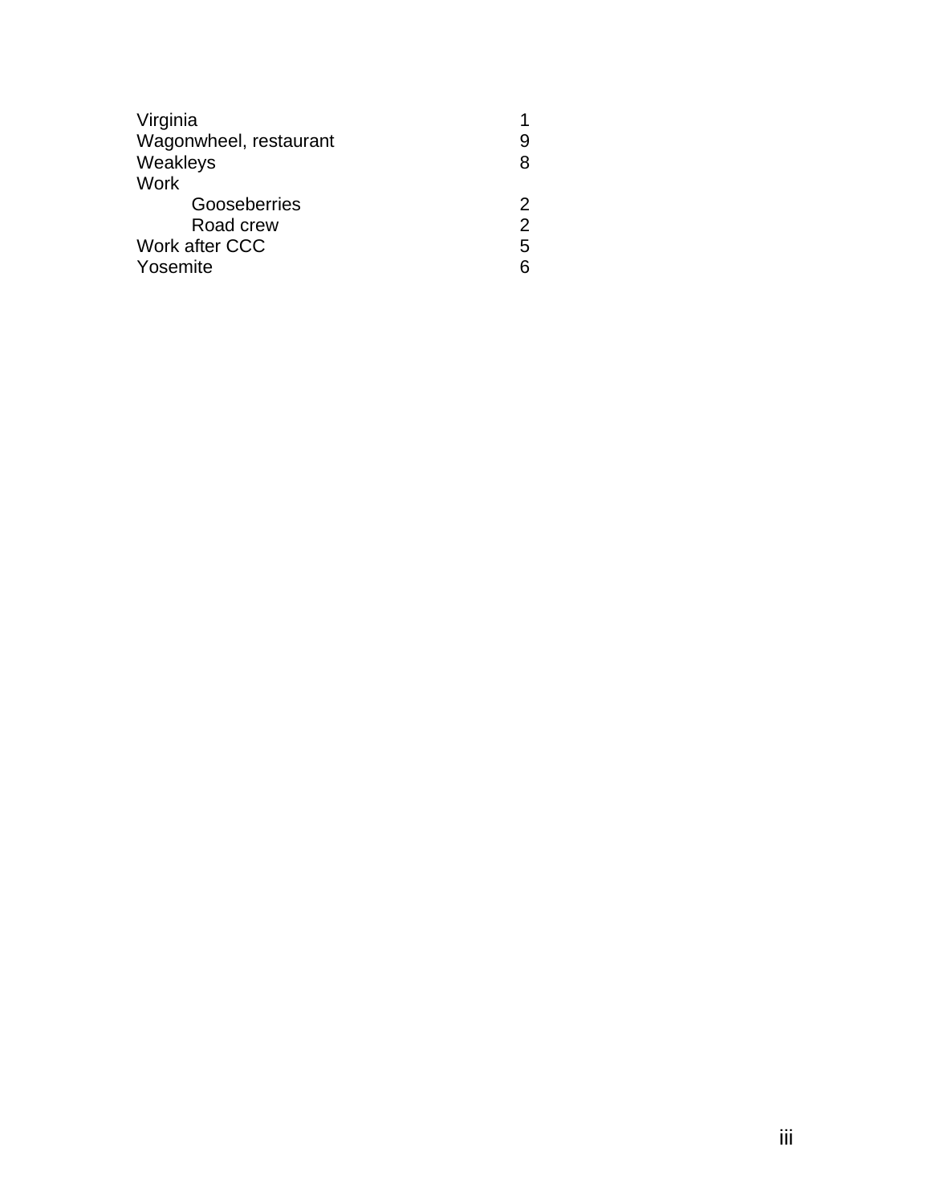| | |
|---|---|
| Virginia | 1 |
| Wagonwheel, restaurant | 9 |
| Weakleys | 8 |
| Work | |
| Gooseberries | 2 |
| Road crew | 2 |
| Work after CCC | 5 |
| Yosemite | 6 |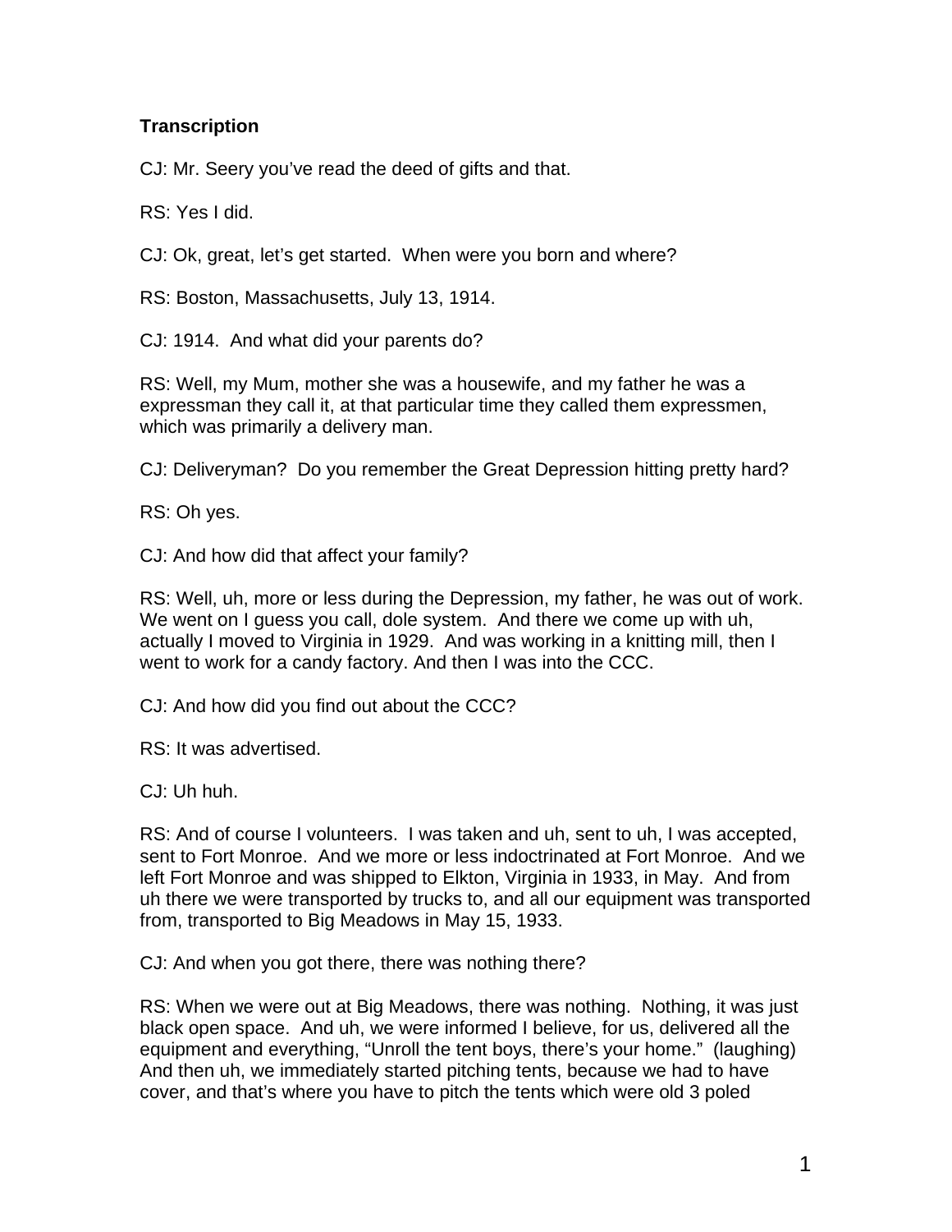**Transcription**

CJ: Mr. Seery you've read the deed of gifts and that.

RS: Yes I did.

CJ: Ok, great, let's get started. When were you born and where?

RS: Boston, Massachusetts, July 13, 1914.

CJ: 1914. And what did your parents do?

RS: Well, my Mum, mother she was a housewife, and my father he was a expressman they call it, at that particular time they called them expressmen, which was primarily a delivery man.

CJ: Deliveryman? Do you remember the Great Depression hitting pretty hard?

RS: Oh yes.

CJ: And how did that affect your family?

RS: Well, uh, more or less during the Depression, my father, he was out of work. We went on I guess you call, dole system. And there we come up with uh, actually I moved to Virginia in 1929. And was working in a knitting mill, then I went to work for a candy factory. And then I was into the CCC.

CJ: And how did you find out about the CCC?

RS: It was advertised.

CJ: Uh huh.

RS: And of course I volunteers. I was taken and uh, sent to uh, I was accepted, sent to Fort Monroe. And we more or less indoctrinated at Fort Monroe. And we left Fort Monroe and was shipped to Elkton, Virginia in 1933, in May. And from uh there we were transported by trucks to, and all our equipment was transported from, transported to Big Meadows in May 15, 1933.

CJ: And when you got there, there was nothing there?

RS: When we were out at Big Meadows, there was nothing. Nothing, it was just black open space. And uh, we were informed I believe, for us, delivered all the equipment and everything, "Unroll the tent boys, there's your home." (laughing) And then uh, we immediately started pitching tents, because we had to have cover, and that's where you have to pitch the tents which were old 3 poled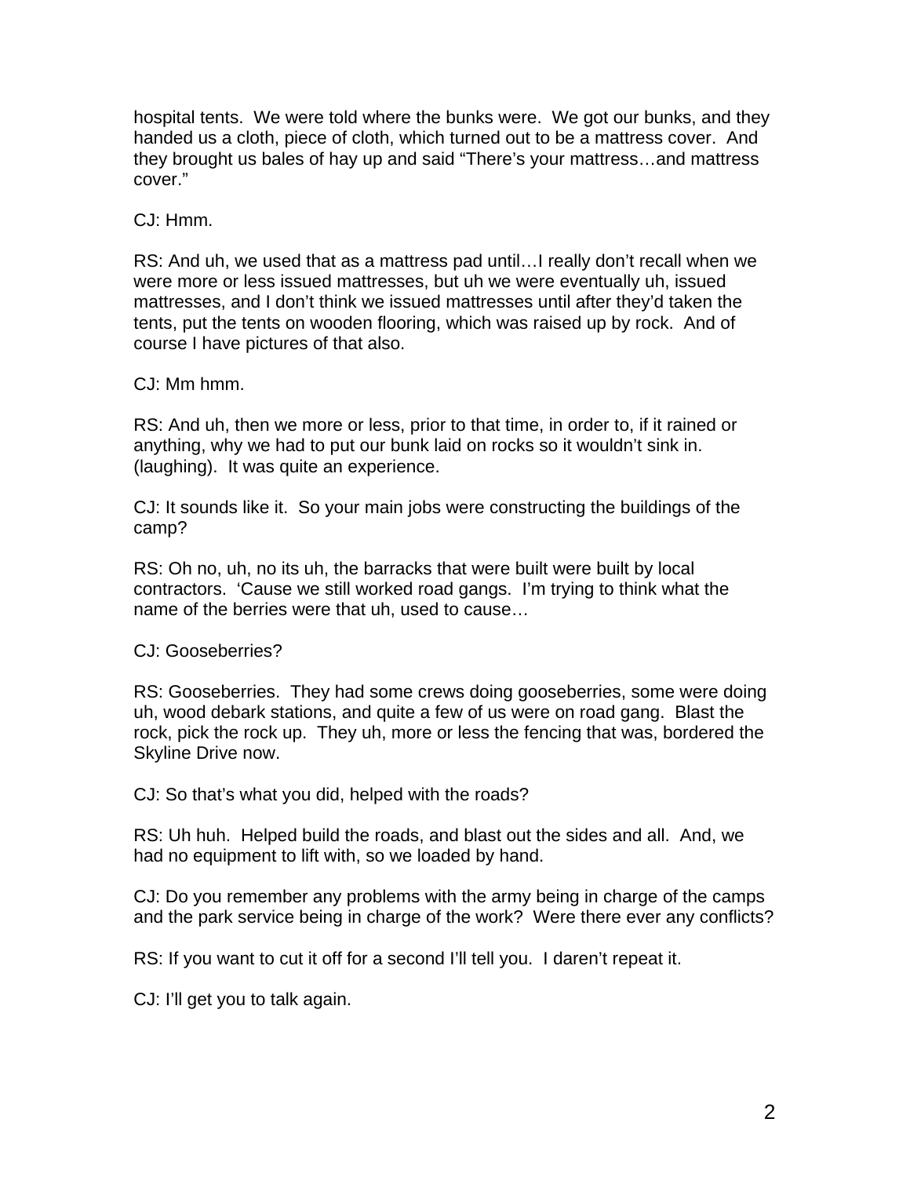hospital tents. We were told where the bunks were. We got our bunks, and they handed us a cloth, piece of cloth, which turned out to be a mattress cover. And they brought us bales of hay up and said "There's your mattress…and mattress cover."

CJ: Hmm.

RS: And uh, we used that as a mattress pad until…I really don't recall when we were more or less issued mattresses, but uh we were eventually uh, issued mattresses, and I don't think we issued mattresses until after they'd taken the tents, put the tents on wooden flooring, which was raised up by rock. And of course I have pictures of that also.

CJ: Mm hmm.

RS: And uh, then we more or less, prior to that time, in order to, if it rained or anything, why we had to put our bunk laid on rocks so it wouldn't sink in. (laughing). It was quite an experience.

CJ: It sounds like it. So your main jobs were constructing the buildings of the camp?

RS: Oh no, uh, no its uh, the barracks that were built were built by local contractors. 'Cause we still worked road gangs. I'm trying to think what the name of the berries were that uh, used to cause…

CJ: Gooseberries?

RS: Gooseberries. They had some crews doing gooseberries, some were doing uh, wood debark stations, and quite a few of us were on road gang. Blast the rock, pick the rock up. They uh, more or less the fencing that was, bordered the Skyline Drive now.

CJ: So that's what you did, helped with the roads?

RS: Uh huh. Helped build the roads, and blast out the sides and all. And, we had no equipment to lift with, so we loaded by hand.

CJ: Do you remember any problems with the army being in charge of the camps and the park service being in charge of the work? Were there ever any conflicts?

RS: If you want to cut it off for a second I'll tell you. I daren't repeat it.

CJ: I'll get you to talk again.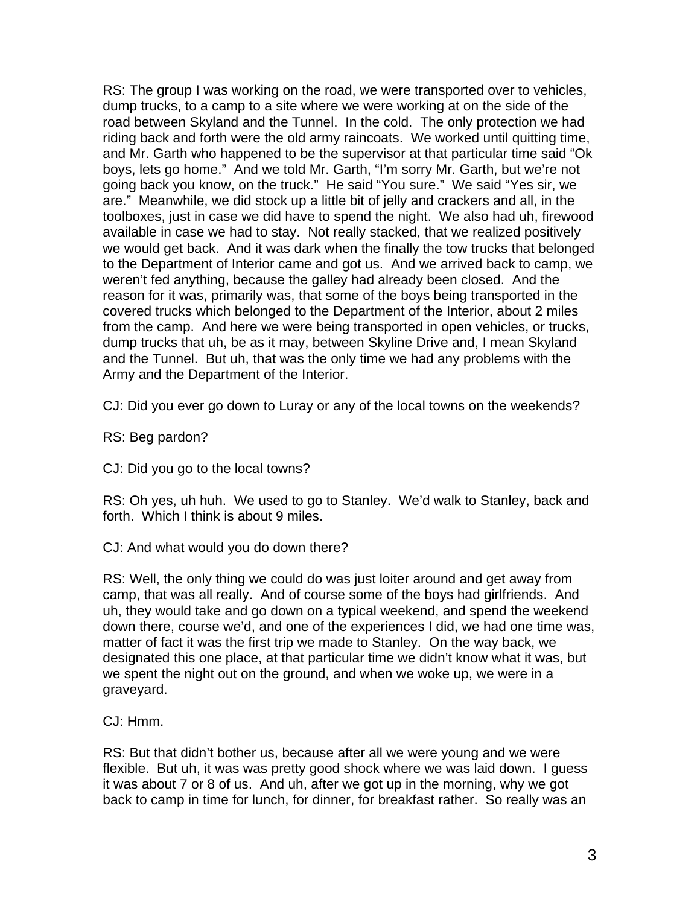RS: The group I was working on the road, we were transported over to vehicles, dump trucks, to a camp to a site where we were working at on the side of the road between Skyland and the Tunnel. In the cold. The only protection we had riding back and forth were the old army raincoats. We worked until quitting time, and Mr. Garth who happened to be the supervisor at that particular time said "Ok boys, lets go home." And we told Mr. Garth, "I'm sorry Mr. Garth, but we're not going back you know, on the truck." He said "You sure." We said "Yes sir, we are." Meanwhile, we did stock up a little bit of jelly and crackers and all, in the toolboxes, just in case we did have to spend the night. We also had uh, firewood available in case we had to stay. Not really stacked, that we realized positively we would get back. And it was dark when the finally the tow trucks that belonged to the Department of Interior came and got us. And we arrived back to camp, we weren't fed anything, because the galley had already been closed. And the reason for it was, primarily was, that some of the boys being transported in the covered trucks which belonged to the Department of the Interior, about 2 miles from the camp. And here we were being transported in open vehicles, or trucks, dump trucks that uh, be as it may, between Skyline Drive and, I mean Skyland and the Tunnel. But uh, that was the only time we had any problems with the Army and the Department of the Interior.

CJ: Did you ever go down to Luray or any of the local towns on the weekends?

RS: Beg pardon?

CJ: Did you go to the local towns?

RS: Oh yes, uh huh. We used to go to Stanley. We'd walk to Stanley, back and forth. Which I think is about 9 miles.

CJ: And what would you do down there?

RS: Well, the only thing we could do was just loiter around and get away from camp, that was all really. And of course some of the boys had girlfriends. And uh, they would take and go down on a typical weekend, and spend the weekend down there, course we'd, and one of the experiences I did, we had one time was, matter of fact it was the first trip we made to Stanley. On the way back, we designated this one place, at that particular time we didn't know what it was, but we spent the night out on the ground, and when we woke up, we were in a graveyard.

CJ: Hmm.

RS: But that didn't bother us, because after all we were young and we were flexible. But uh, it was was pretty good shock where we was laid down. I guess it was about 7 or 8 of us. And uh, after we got up in the morning, why we got back to camp in time for lunch, for dinner, for breakfast rather. So really was an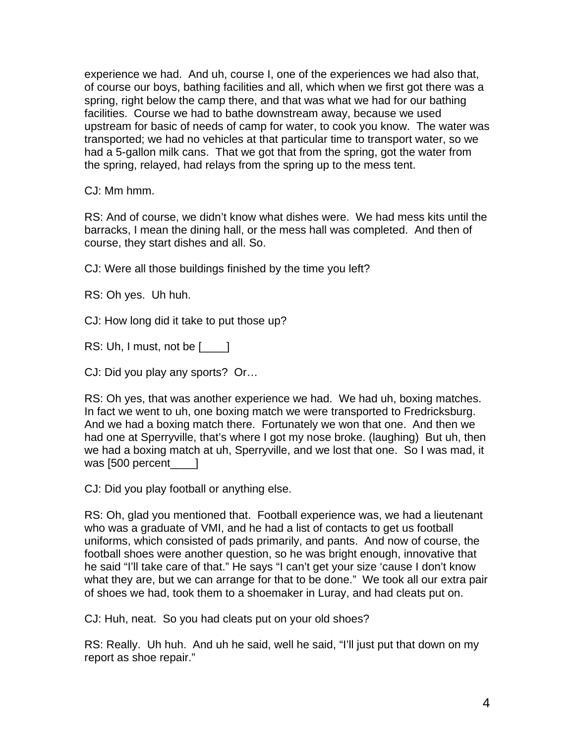experience we had. And uh, course I, one of the experiences we had also that, of course our boys, bathing facilities and all, which when we first got there was a spring, right below the camp there, and that was what we had for our bathing facilities. Course we had to bathe downstream away, because we used upstream for basic of needs of camp for water, to cook you know. The water was transported; we had no vehicles at that particular time to transport water, so we had a 5-gallon milk cans. That we got that from the spring, got the water from the spring, relayed, had relays from the spring up to the mess tent.

CJ: Mm hmm.

RS: And of course, we didn't know what dishes were. We had mess kits until the barracks, I mean the dining hall, or the mess hall was completed. And then of course, they start dishes and all. So.

CJ: Were all those buildings finished by the time you left?

RS: Oh yes. Uh huh.

CJ: How long did it take to put those up?

RS: Uh, I must, not be [____]

CJ: Did you play any sports? Or…

RS: Oh yes, that was another experience we had. We had uh, boxing matches. In fact we went to uh, one boxing match we were transported to Fredricksburg. And we had a boxing match there. Fortunately we won that one. And then we had one at Sperryville, that's where I got my nose broke. (laughing) But uh, then we had a boxing match at uh, Sperryville, and we lost that one. So I was mad, it was [500 percent____]

CJ: Did you play football or anything else.

RS: Oh, glad you mentioned that. Football experience was, we had a lieutenant who was a graduate of VMI, and he had a list of contacts to get us football uniforms, which consisted of pads primarily, and pants. And now of course, the football shoes were another question, so he was bright enough, innovative that he said "I'll take care of that." He says "I can't get your size 'cause I don't know what they are, but we can arrange for that to be done." We took all our extra pair of shoes we had, took them to a shoemaker in Luray, and had cleats put on.

CJ: Huh, neat. So you had cleats put on your old shoes?

RS: Really. Uh huh. And uh he said, well he said, "I'll just put that down on my report as shoe repair."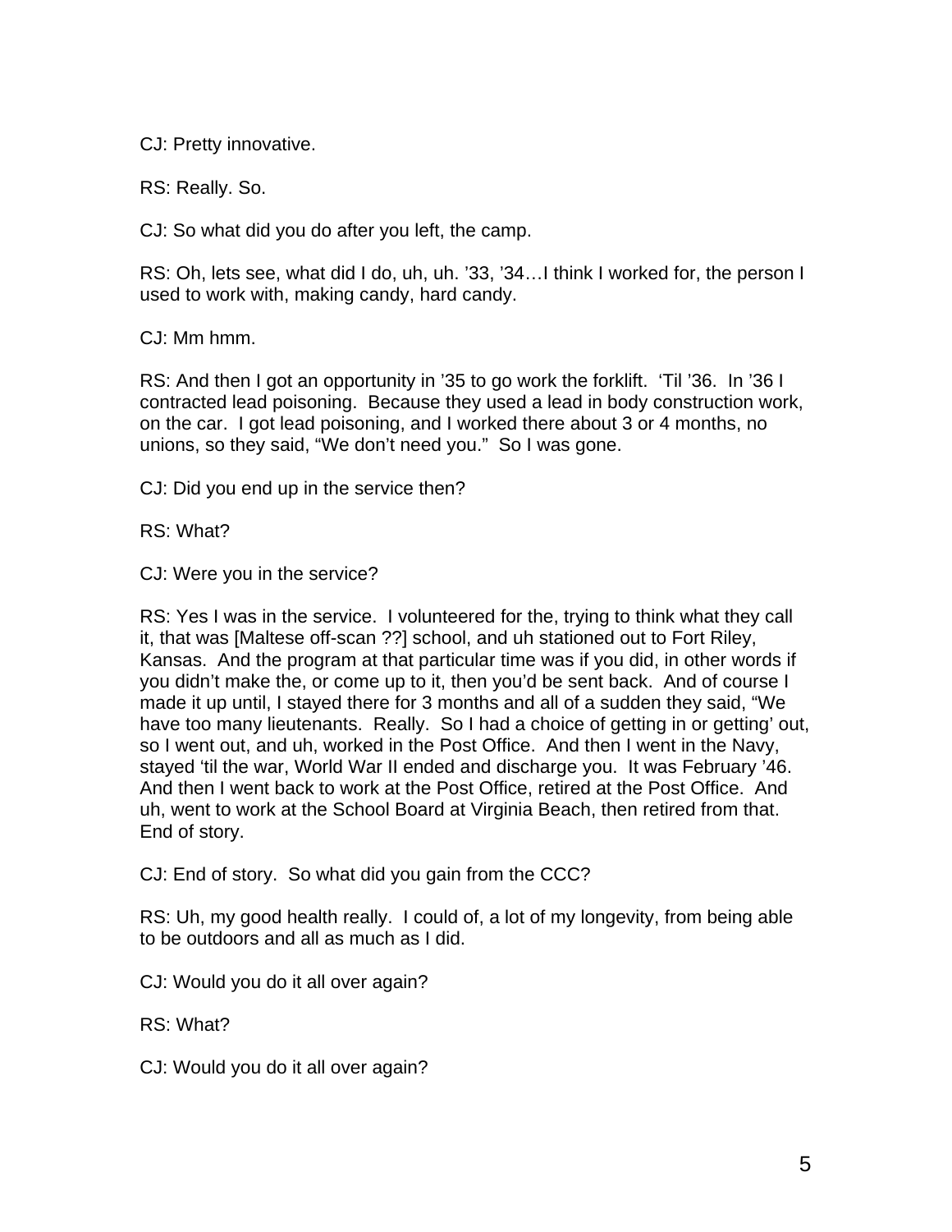CJ: Pretty innovative.

RS: Really. So.

CJ: So what did you do after you left, the camp.

RS: Oh, lets see, what did I do, uh, uh. ’33, ’34…I think I worked for, the person I used to work with, making candy, hard candy.

CJ: Mm hmm.

RS: And then I got an opportunity in ’35 to go work the forklift. ‘Til ’36. In ’36 I contracted lead poisoning. Because they used a lead in body construction work, on the car. I got lead poisoning, and I worked there about 3 or 4 months, no unions, so they said, “We don’t need you.” So I was gone.

CJ: Did you end up in the service then?

RS: What?

CJ: Were you in the service?

RS: Yes I was in the service. I volunteered for the, trying to think what they call it, that was [Maltese off-scan ??] school, and uh stationed out to Fort Riley, Kansas. And the program at that particular time was if you did, in other words if you didn’t make the, or come up to it, then you’d be sent back. And of course I made it up until, I stayed there for 3 months and all of a sudden they said, “We have too many lieutenants. Really. So I had a choice of getting in or getting’ out, so I went out, and uh, worked in the Post Office. And then I went in the Navy, stayed ‘til the war, World War II ended and discharge you. It was February ’46. And then I went back to work at the Post Office, retired at the Post Office. And uh, went to work at the School Board at Virginia Beach, then retired from that. End of story.

CJ: End of story. So what did you gain from the CCC?

RS: Uh, my good health really. I could of, a lot of my longevity, from being able to be outdoors and all as much as I did.

CJ: Would you do it all over again?

RS: What?

CJ: Would you do it all over again?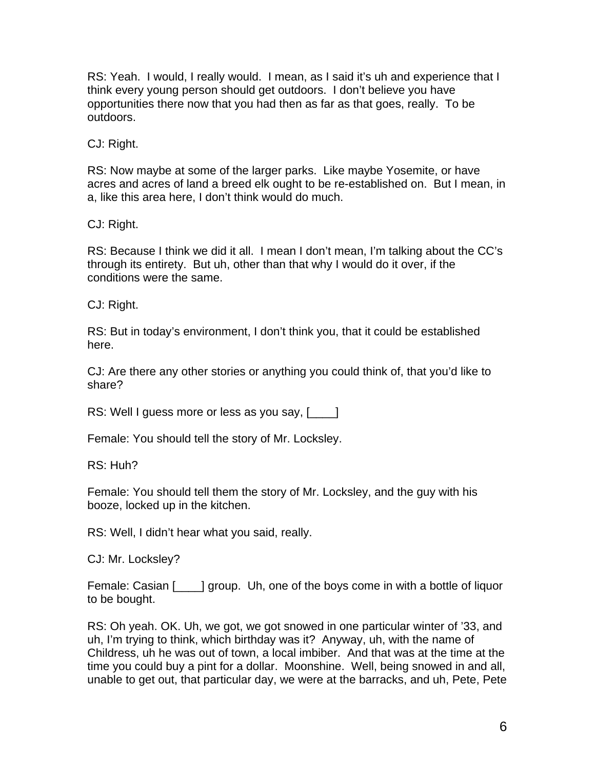RS: Yeah. I would, I really would. I mean, as I said it's uh and experience that I think every young person should get outdoors. I don't believe you have opportunities there now that you had then as far as that goes, really. To be outdoors.

CJ: Right.

RS: Now maybe at some of the larger parks. Like maybe Yosemite, or have acres and acres of land a breed elk ought to be re-established on. But I mean, in a, like this area here, I don't think would do much.

CJ: Right.

RS: Because I think we did it all. I mean I don't mean, I'm talking about the CC's through its entirety. But uh, other than that why I would do it over, if the conditions were the same.

CJ: Right.

RS: But in today's environment, I don't think you, that it could be established here.

CJ: Are there any other stories or anything you could think of, that you'd like to share?

RS: Well I guess more or less as you say, [____]

Female: You should tell the story of Mr. Locksley.

RS: Huh?

Female: You should tell them the story of Mr. Locksley, and the guy with his booze, locked up in the kitchen.

RS: Well, I didn't hear what you said, really.

CJ: Mr. Locksley?

Female: Casian [____] group. Uh, one of the boys come in with a bottle of liquor to be bought.

RS: Oh yeah. OK. Uh, we got, we got snowed in one particular winter of '33, and uh, I'm trying to think, which birthday was it? Anyway, uh, with the name of Childress, uh he was out of town, a local imbiber. And that was at the time at the time you could buy a pint for a dollar. Moonshine. Well, being snowed in and all, unable to get out, that particular day, we were at the barracks, and uh, Pete, Pete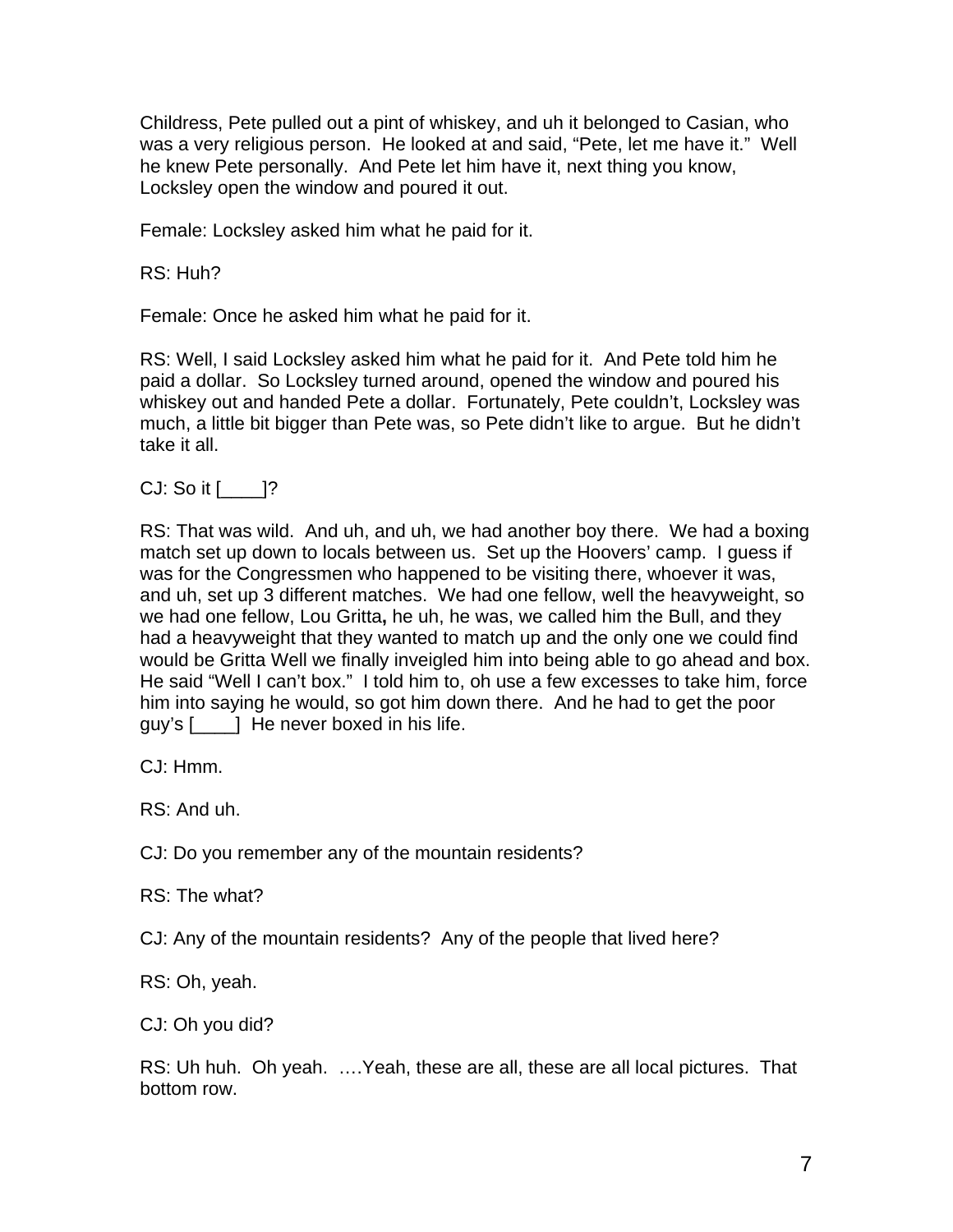Childress, Pete pulled out a pint of whiskey, and uh it belonged to Casian, who was a very religious person. He looked at and said, "Pete, let me have it." Well he knew Pete personally. And Pete let him have it, next thing you know, Locksley open the window and poured it out.

Female: Locksley asked him what he paid for it.

RS: Huh?

Female: Once he asked him what he paid for it.

RS: Well, I said Locksley asked him what he paid for it. And Pete told him he paid a dollar. So Locksley turned around, opened the window and poured his whiskey out and handed Pete a dollar. Fortunately, Pete couldn't, Locksley was much, a little bit bigger than Pete was, so Pete didn't like to argue. But he didn't take it all.

CJ: So it [____]?

RS: That was wild. And uh, and uh, we had another boy there. We had a boxing match set up down to locals between us. Set up the Hoovers' camp. I guess if was for the Congressmen who happened to be visiting there, whoever it was, and uh, set up 3 different matches. We had one fellow, well the heavyweight, so we had one fellow, Lou Gritta**,** he uh, he was, we called him the Bull, and they had a heavyweight that they wanted to match up and the only one we could find would be Gritta Well we finally inveigled him into being able to go ahead and box. He said "Well I can't box." I told him to, oh use a few excesses to take him, force him into saying he would, so got him down there. And he had to get the poor guy's [____] He never boxed in his life.

CJ: Hmm.

RS: And uh.

CJ: Do you remember any of the mountain residents?

RS: The what?

CJ: Any of the mountain residents? Any of the people that lived here?

RS: Oh, yeah.

CJ: Oh you did?

RS: Uh huh. Oh yeah. ….Yeah, these are all, these are all local pictures. That bottom row.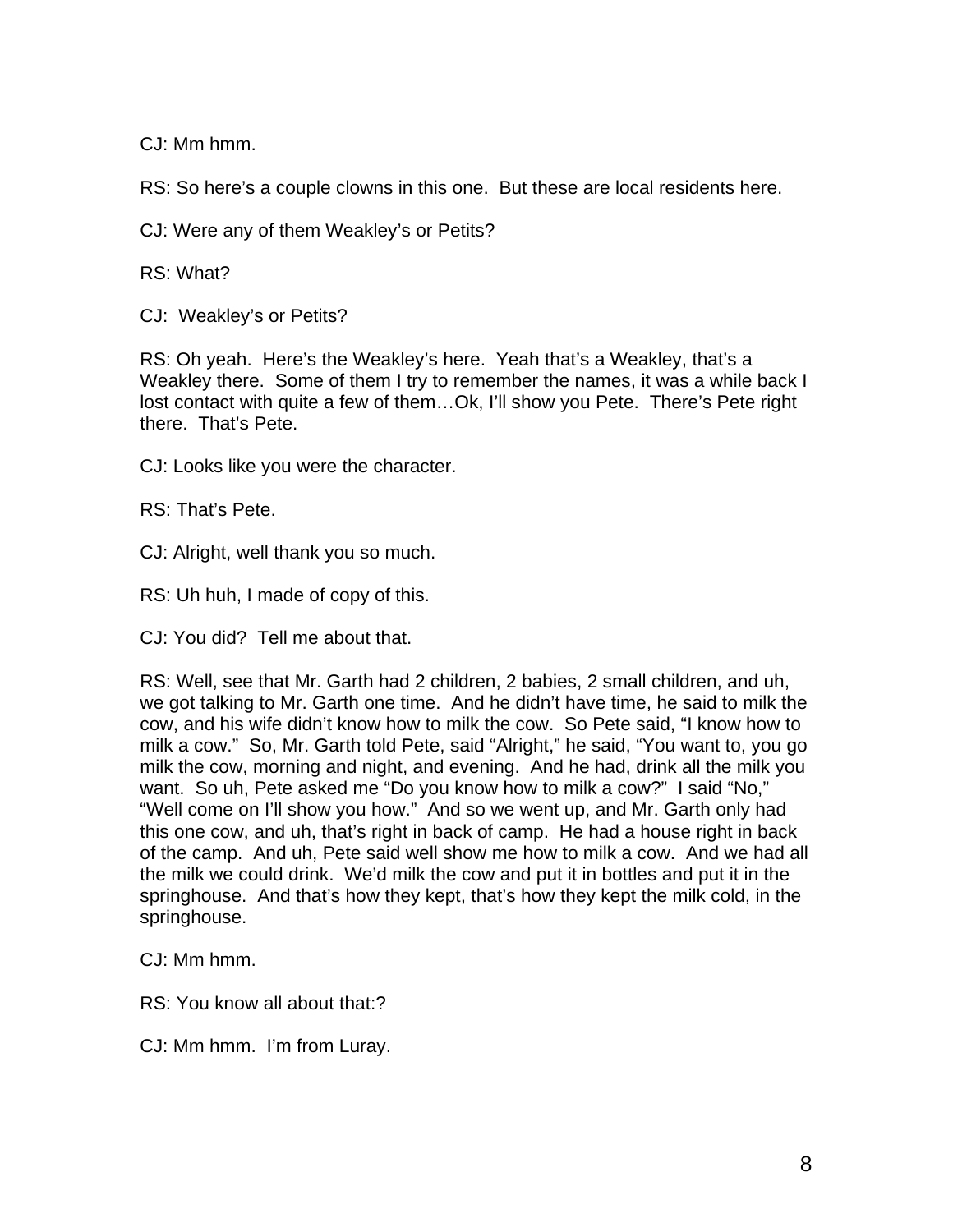CJ: Mm hmm.

RS: So here's a couple clowns in this one. But these are local residents here.

CJ: Were any of them Weakley's or Petits?

RS: What?

CJ: Weakley's or Petits?

RS: Oh yeah. Here's the Weakley's here. Yeah that's a Weakley, that's a Weakley there. Some of them I try to remember the names, it was a while back I lost contact with quite a few of them…Ok, I'll show you Pete. There's Pete right there. That's Pete.

CJ: Looks like you were the character.

RS: That's Pete.

CJ: Alright, well thank you so much.

RS: Uh huh, I made of copy of this.

CJ: You did? Tell me about that.

RS: Well, see that Mr. Garth had 2 children, 2 babies, 2 small children, and uh, we got talking to Mr. Garth one time. And he didn't have time, he said to milk the cow, and his wife didn't know how to milk the cow. So Pete said, "I know how to milk a cow." So, Mr. Garth told Pete, said "Alright," he said, "You want to, you go milk the cow, morning and night, and evening. And he had, drink all the milk you want. So uh, Pete asked me "Do you know how to milk a cow?" I said "No," "Well come on I'll show you how." And so we went up, and Mr. Garth only had this one cow, and uh, that's right in back of camp. He had a house right in back of the camp. And uh, Pete said well show me how to milk a cow. And we had all the milk we could drink. We'd milk the cow and put it in bottles and put it in the springhouse. And that's how they kept, that's how they kept the milk cold, in the springhouse.

CJ: Mm hmm.

RS: You know all about that:?

CJ: Mm hmm. I'm from Luray.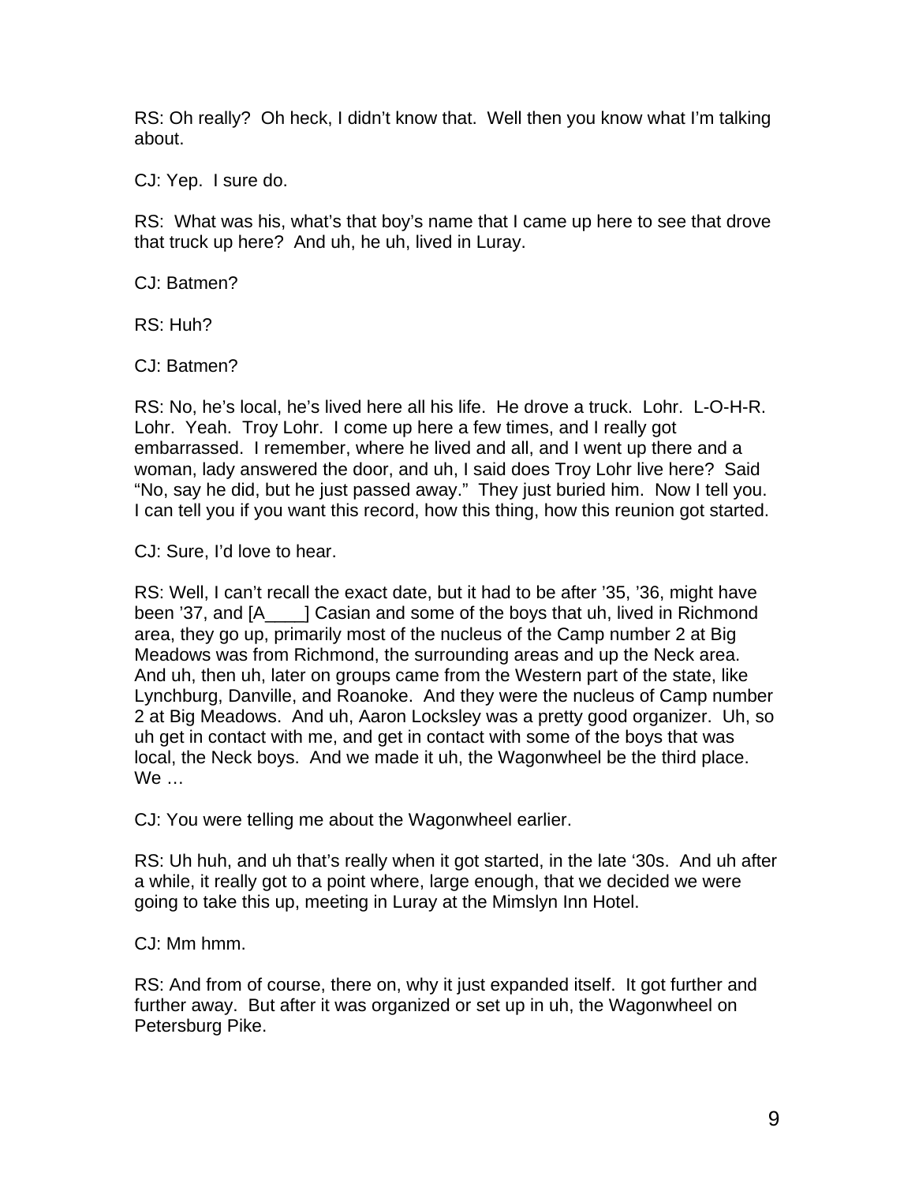RS: Oh really? Oh heck, I didn't know that. Well then you know what I'm talking about.

CJ: Yep. I sure do.

RS: What was his, what's that boy's name that I came up here to see that drove that truck up here? And uh, he uh, lived in Luray.

CJ: Batmen?

RS: Huh?

CJ: Batmen?

RS: No, he's local, he's lived here all his life. He drove a truck. Lohr. L-O-H-R. Lohr. Yeah. Troy Lohr. I come up here a few times, and I really got embarrassed. I remember, where he lived and all, and I went up there and a woman, lady answered the door, and uh, I said does Troy Lohr live here? Said "No, say he did, but he just passed away." They just buried him. Now I tell you. I can tell you if you want this record, how this thing, how this reunion got started.

CJ: Sure, I'd love to hear.

RS: Well, I can't recall the exact date, but it had to be after '35, '36, might have been '37, and [A____] Casian and some of the boys that uh, lived in Richmond area, they go up, primarily most of the nucleus of the Camp number 2 at Big Meadows was from Richmond, the surrounding areas and up the Neck area. And uh, then uh, later on groups came from the Western part of the state, like Lynchburg, Danville, and Roanoke. And they were the nucleus of Camp number 2 at Big Meadows. And uh, Aaron Locksley was a pretty good organizer. Uh, so uh get in contact with me, and get in contact with some of the boys that was local, the Neck boys. And we made it uh, the Wagonwheel be the third place. We …

CJ: You were telling me about the Wagonwheel earlier.

RS: Uh huh, and uh that's really when it got started, in the late '30s. And uh after a while, it really got to a point where, large enough, that we decided we were going to take this up, meeting in Luray at the Mimslyn Inn Hotel.

CJ: Mm hmm.

RS: And from of course, there on, why it just expanded itself. It got further and further away. But after it was organized or set up in uh, the Wagonwheel on Petersburg Pike.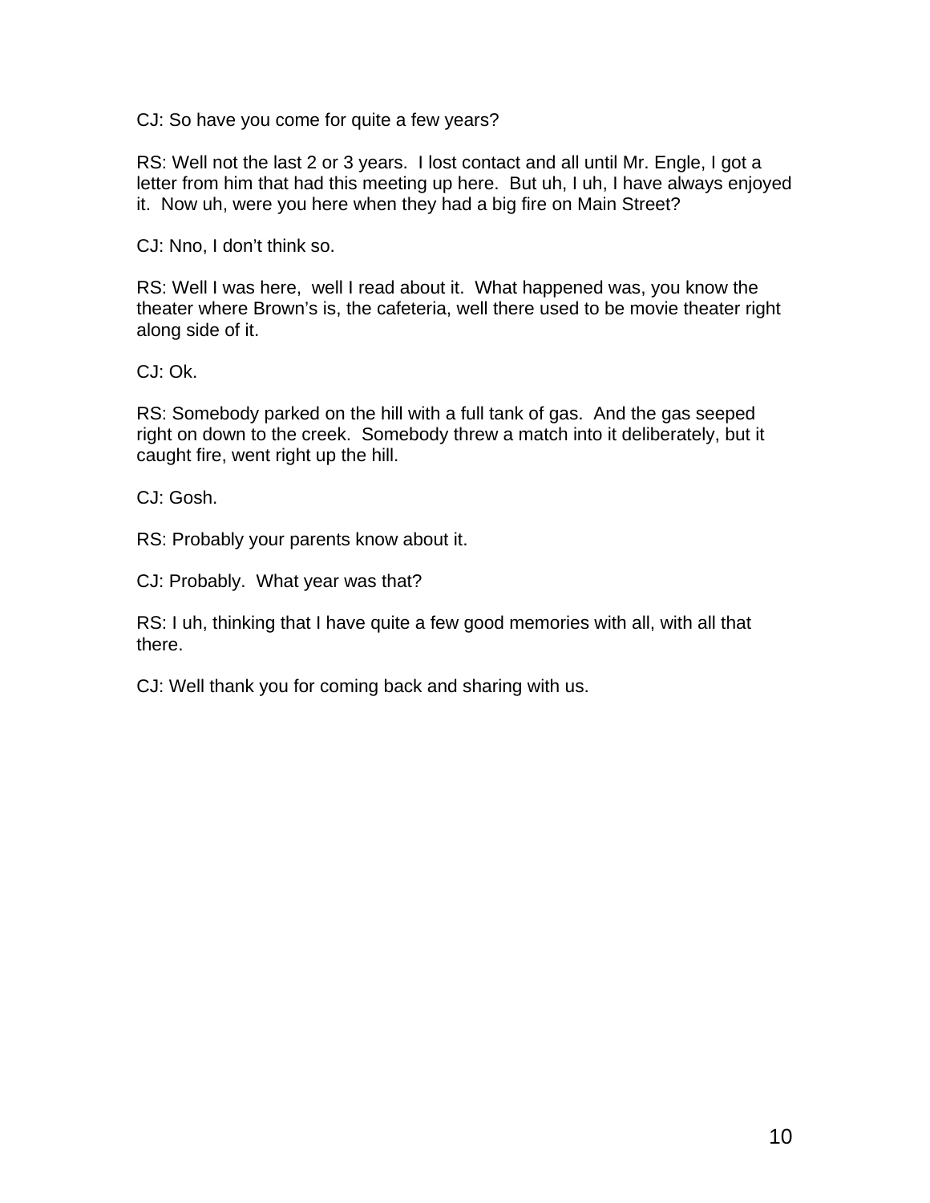CJ: So have you come for quite a few years?

RS: Well not the last 2 or 3 years. I lost contact and all until Mr. Engle, I got a letter from him that had this meeting up here. But uh, I uh, I have always enjoyed it. Now uh, were you here when they had a big fire on Main Street?

CJ: Nno, I don't think so.

RS: Well I was here, well I read about it. What happened was, you know the theater where Brown's is, the cafeteria, well there used to be movie theater right along side of it.

CJ: Ok.

RS: Somebody parked on the hill with a full tank of gas. And the gas seeped right on down to the creek. Somebody threw a match into it deliberately, but it caught fire, went right up the hill.

CJ: Gosh.

RS: Probably your parents know about it.

CJ: Probably. What year was that?

RS: I uh, thinking that I have quite a few good memories with all, with all that there.

CJ: Well thank you for coming back and sharing with us.